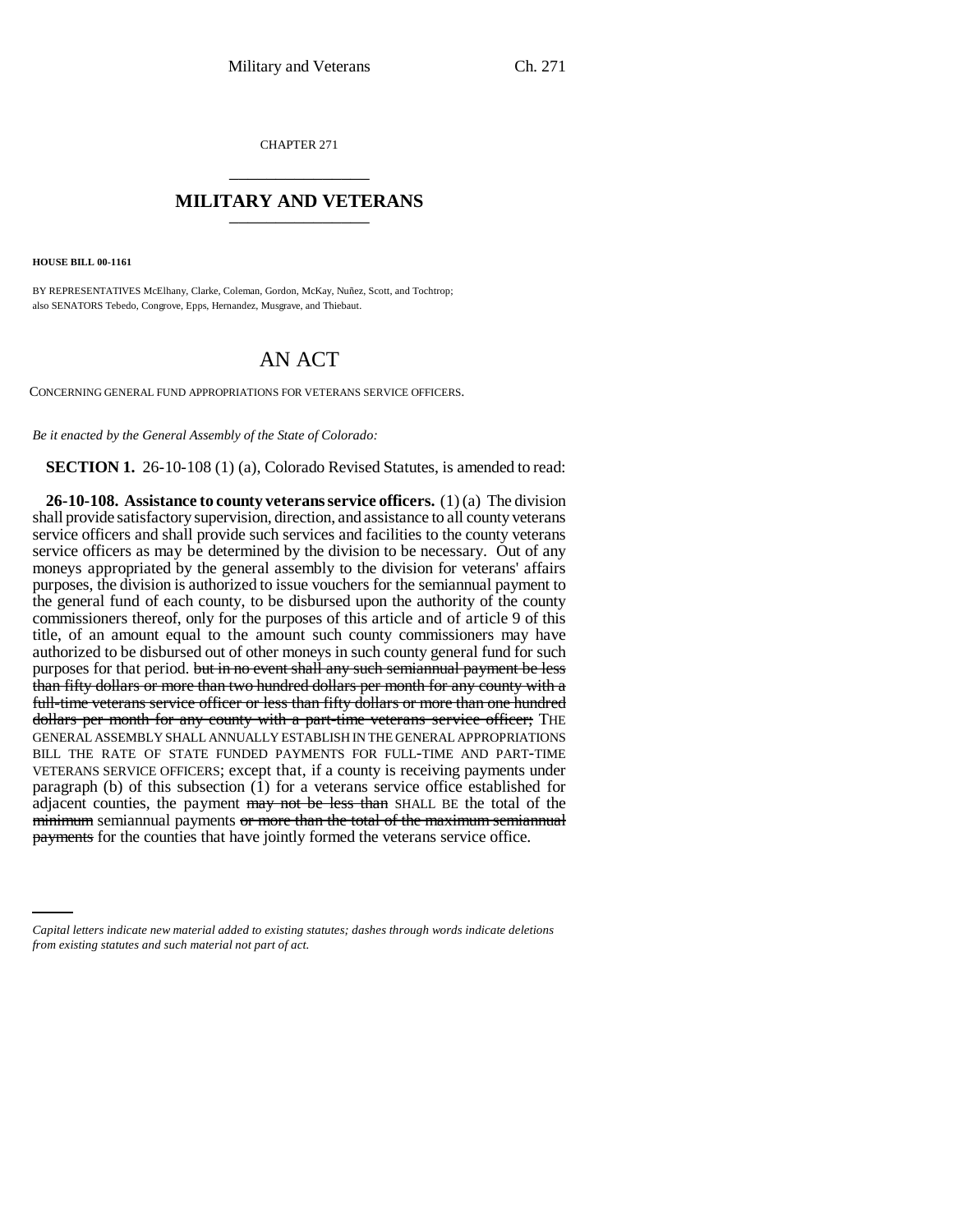CHAPTER 271

# MILITARY AND VETERANS

**HOUSE BILL 00-1161**

BY REPRESENTATIVES McElhany, Clarke, Coleman, Gordon, McKay, Nuñez, Scott, and Tochtrop;
also SENATORS Tebedo, Congrove, Epps, Hernandez, Musgrave, and Thiebaut.

# AN ACT

CONCERNING GENERAL FUND APPROPRIATIONS FOR VETERANS SERVICE OFFICERS.

*Be it enacted by the General Assembly of the State of Colorado:*

**SECTION 1.** 26-10-108 (1) (a), Colorado Revised Statutes, is amended to read:

**26-10-108. Assistance to county veterans service officers.** (1) (a) The division shall provide satisfactory supervision, direction, and assistance to all county veterans service officers and shall provide such services and facilities to the county veterans service officers as may be determined by the division to be necessary. Out of any moneys appropriated by the general assembly to the division for veterans' affairs purposes, the division is authorized to issue vouchers for the semiannual payment to the general fund of each county, to be disbursed upon the authority of the county commissioners thereof, only for the purposes of this article and of article 9 of this title, of an amount equal to the amount such county commissioners may have authorized to be disbursed out of other moneys in such county general fund for such purposes for that period. ~~but in no event shall any such semiannual payment be less than fifty dollars or more than two hundred dollars per month for any county with a full-time veterans service officer or less than fifty dollars or more than one hundred dollars per month for any county with a part-time veterans service officer;~~ THE GENERAL ASSEMBLY SHALL ANNUALLY ESTABLISH IN THE GENERAL APPROPRIATIONS BILL THE RATE OF STATE FUNDED PAYMENTS FOR FULL-TIME AND PART-TIME VETERANS SERVICE OFFICERS; except that, if a county is receiving payments under paragraph (b) of this subsection (1) for a veterans service office established for adjacent counties, the payment ~~may not be less than~~ SHALL BE the total of the ~~minimum~~ semiannual payments ~~or more than the total of the maximum semiannual payments~~ for the counties that have jointly formed the veterans service office.

*Capital letters indicate new material added to existing statutes; dashes through words indicate deletions from existing statutes and such material not part of act.*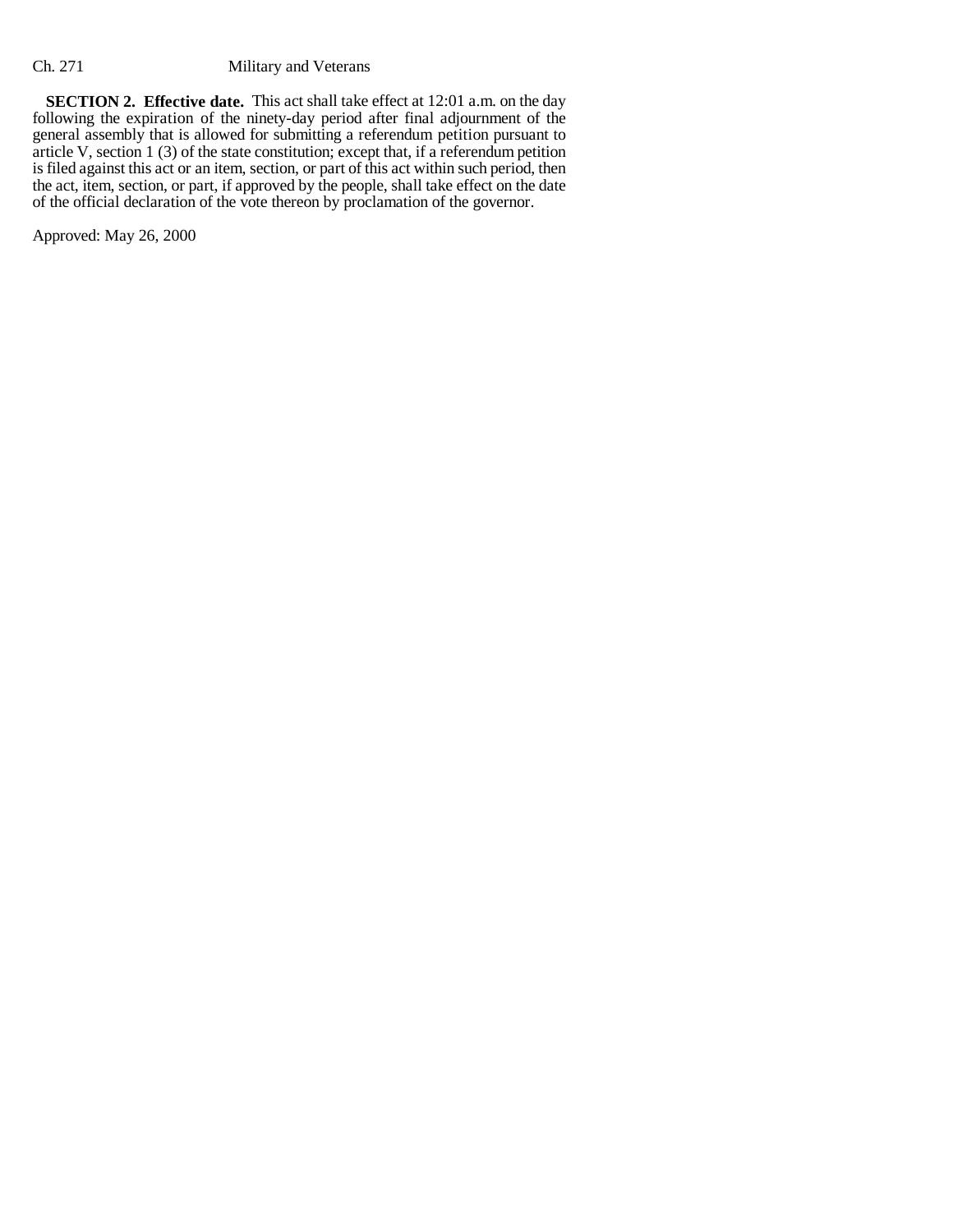**SECTION 2. Effective date.** This act shall take effect at 12:01 a.m. on the day following the expiration of the ninety-day period after final adjournment of the general assembly that is allowed for submitting a referendum petition pursuant to article V, section 1 (3) of the state constitution; except that, if a referendum petition is filed against this act or an item, section, or part of this act within such period, then the act, item, section, or part, if approved by the people, shall take effect on the date of the official declaration of the vote thereon by proclamation of the governor.

Approved: May 26, 2000